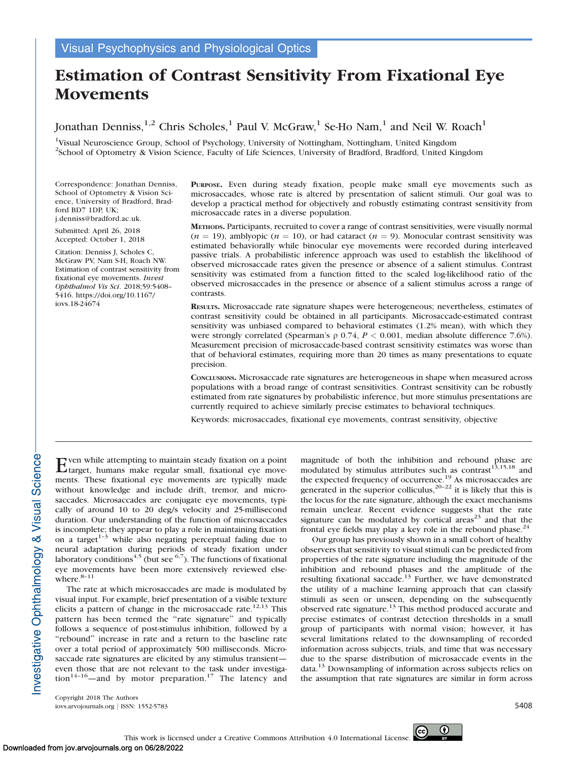Visual Psychophysics and Physiological Optics

# Estimation of Contrast Sensitivity From Fixational Eye Movements

Jonathan Denniss,[1,2] Chris Scholes,[1] Paul V. McGraw,[1] Se-Ho Nam,[1] and Neil W. Roach[1]

[1]Visual Neuroscience Group, School of Psychology, University of Nottingham, Nottingham, United Kingdom
[2]School of Optometry & Vision Science, Faculty of Life Sciences, University of Bradford, Bradford, United Kingdom

Correspondence: Jonathan Denniss, School of Optometry & Vision Science, University of Bradford, Bradford BD7 1DP, UK; j.denniss@bradford.ac.uk.

Submitted: April 26, 2018
Accepted: October 1, 2018

Citation: Denniss J, Scholes C, McGraw PV, Nam S-H, Roach NW. Estimation of contrast sensitivity from fixational eye movements. *Invest Ophthalmol Vis Sci*. 2018;59:5408–5416. https://doi.org/10.1167/iovs.18-24674

**PURPOSE.** Even during steady fixation, people make small eye movements such as microsaccades, whose rate is altered by presentation of salient stimuli. Our goal was to develop a practical method for objectively and robustly estimating contrast sensitivity from microsaccade rates in a diverse population.

**METHODS.** Participants, recruited to cover a range of contrast sensitivities, were visually normal ($n = 19$), amblyopic ($n = 10$), or had cataract ($n = 9$). Monocular contrast sensitivity was estimated behaviorally while binocular eye movements were recorded during interleaved passive trials. A probabilistic inference approach was used to establish the likelihood of observed microsaccade rates given the presence or absence of a salient stimulus. Contrast sensitivity was estimated from a function fitted to the scaled log-likelihood ratio of the observed microsaccades in the presence or absence of a salient stimulus across a range of contrasts.

**RESULTS.** Microsaccade rate signature shapes were heterogeneous; nevertheless, estimates of contrast sensitivity could be obtained in all participants. Microsaccade-estimated contrast sensitivity was unbiased compared to behavioral estimates (1.2% mean), with which they were strongly correlated (Spearman's $\rho$ 0.74, $P < 0.001$, median absolute difference 7.6%). Measurement precision of microsaccade-based contrast sensitivity estimates was worse than that of behavioral estimates, requiring more than 20 times as many presentations to equate precision.

**CONCLUSIONS.** Microsaccade rate signatures are heterogeneous in shape when measured across populations with a broad range of contrast sensitivities. Contrast sensitivity can be robustly estimated from rate signatures by probabilistic inference, but more stimulus presentations are currently required to achieve similarly precise estimates to behavioral techniques.

Keywords: microsaccades, fixational eye movements, contrast sensitivity, objective

Even while attempting to maintain steady fixation on a point target, humans make regular small, fixational eye movements. These fixational eye movements are typically made without knowledge and include drift, tremor, and microsaccades. Microsaccades are conjugate eye movements, typically of around 10 to 20 deg/s velocity and 25-millisecond duration. Our understanding of the function of microsaccades is incomplete; they appear to play a role in maintaining fixation on a target[1–3] while also negating perceptual fading due to neural adaptation during periods of steady fixation under laboratory conditions[4,5] (but see [6,7]). The functions of fixational eye movements have been more extensively reviewed elsewhere.[8–11]

The rate at which microsaccades are made is modulated by visual input. For example, brief presentation of a visible texture elicits a pattern of change in the microsaccade rate.[12,13] This pattern has been termed the "rate signature" and typically follows a sequence of post-stimulus inhibition, followed by a "rebound" increase in rate and a return to the baseline rate over a total period of approximately 500 milliseconds. Microsaccade rate signatures are elicited by any stimulus transient—even those that are not relevant to the task under investigation[14–16]—and by motor preparation.[17] The latency and magnitude of both the inhibition and rebound phase are modulated by stimulus attributes such as contrast[13,15,18] and the expected frequency of occurrence.[19] As microsaccades are generated in the superior colliculus,[20–22] it is likely that this is the locus for the rate signature, although the exact mechanisms remain unclear. Recent evidence suggests that the rate signature can be modulated by cortical areas[23] and that the frontal eye fields may play a key role in the rebound phase.[24]

Our group has previously shown in a small cohort of healthy observers that sensitivity to visual stimuli can be predicted from properties of the rate signature including the magnitude of the inhibition and rebound phases and the amplitude of the resulting fixational saccade.[13] Further, we have demonstrated the utility of a machine learning approach that can classify stimuli as seen or unseen, depending on the subsequently observed rate signature.[13] This method produced accurate and precise estimates of contrast detection thresholds in a small group of participants with normal vision; however, it has several limitations related to the downsampling of recorded information across subjects, trials, and time that was necessary due to the sparse distribution of microsaccade events in the data.[13] Downsampling of information across subjects relies on the assumption that rate signatures are similar in form across

Copyright 2018 The Authors
iovs.arvojournals.org | ISSN: 1552-5783

This work is licensed under a Creative Commons Attribution 4.0 International License.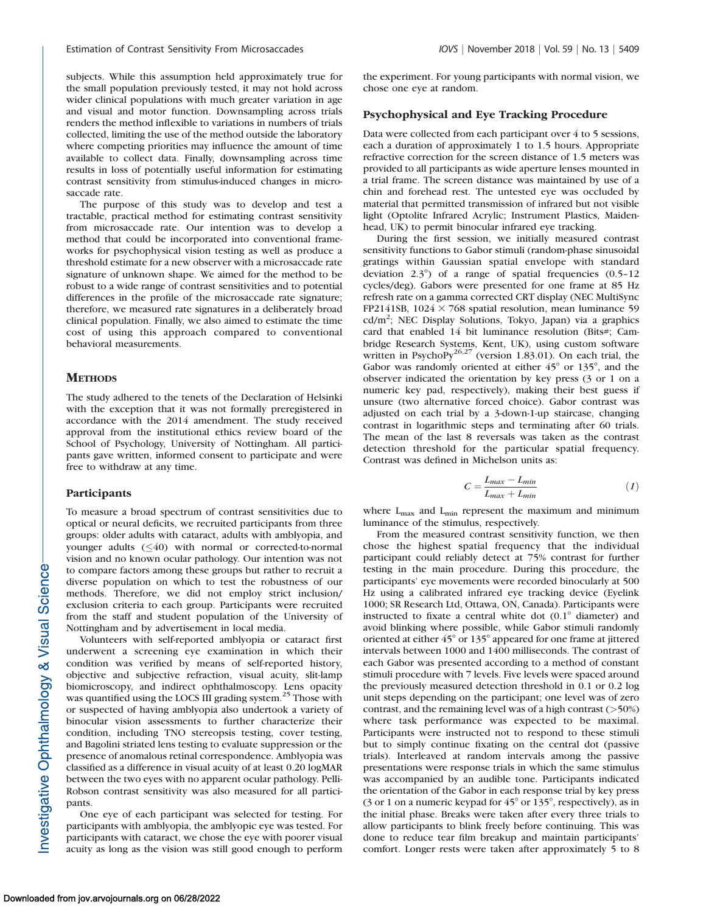subjects. While this assumption held approximately true for the small population previously tested, it may not hold across wider clinical populations with much greater variation in age and visual and motor function. Downsampling across trials renders the method inflexible to variations in numbers of trials collected, limiting the use of the method outside the laboratory where competing priorities may influence the amount of time available to collect data. Finally, downsampling across time results in loss of potentially useful information for estimating contrast sensitivity from stimulus-induced changes in microsaccade rate.

The purpose of this study was to develop and test a tractable, practical method for estimating contrast sensitivity from microsaccade rate. Our intention was to develop a method that could be incorporated into conventional frameworks for psychophysical vision testing as well as produce a threshold estimate for a new observer with a microsaccade rate signature of unknown shape. We aimed for the method to be robust to a wide range of contrast sensitivities and to potential differences in the profile of the microsaccade rate signature; therefore, we measured rate signatures in a deliberately broad clinical population. Finally, we also aimed to estimate the time cost of using this approach compared to conventional behavioral measurements.

## METHODS

The study adhered to the tenets of the Declaration of Helsinki with the exception that it was not formally preregistered in accordance with the 2014 amendment. The study received approval from the institutional ethics review board of the School of Psychology, University of Nottingham. All participants gave written, informed consent to participate and were free to withdraw at any time.

### Participants

To measure a broad spectrum of contrast sensitivities due to optical or neural deficits, we recruited participants from three groups: older adults with cataract, adults with amblyopia, and younger adults ($\leq$40) with normal or corrected-to-normal vision and no known ocular pathology. Our intention was not to compare factors among these groups but rather to recruit a diverse population on which to test the robustness of our methods. Therefore, we did not employ strict inclusion/exclusion criteria to each group. Participants were recruited from the staff and student population of the University of Nottingham and by advertisement in local media.

Volunteers with self-reported amblyopia or cataract first underwent a screening eye examination in which their condition was verified by means of self-reported history, objective and subjective refraction, visual acuity, slit-lamp biomicroscopy, and indirect ophthalmoscopy. Lens opacity was quantified using the LOCS III grading system.[25] Those with or suspected of having amblyopia also undertook a variety of binocular vision assessments to further characterize their condition, including TNO stereopsis testing, cover testing, and Bagolini striated lens testing to evaluate suppression or the presence of anomalous retinal correspondence. Amblyopia was classified as a difference in visual acuity of at least 0.20 logMAR between the two eyes with no apparent ocular pathology. Pelli-Robson contrast sensitivity was also measured for all participants.

One eye of each participant was selected for testing. For participants with amblyopia, the amblyopic eye was tested. For participants with cataract, we chose the eye with poorer visual acuity as long as the vision was still good enough to perform the experiment. For young participants with normal vision, we chose one eye at random.

### Psychophysical and Eye Tracking Procedure

Data were collected from each participant over 4 to 5 sessions, each a duration of approximately 1 to 1.5 hours. Appropriate refractive correction for the screen distance of 1.5 meters was provided to all participants as wide aperture lenses mounted in a trial frame. The screen distance was maintained by use of a chin and forehead rest. The untested eye was occluded by material that permitted transmission of infrared but not visible light (Optolite Infrared Acrylic; Instrument Plastics, Maidenhead, UK) to permit binocular infrared eye tracking.

During the first session, we initially measured contrast sensitivity functions to Gabor stimuli (random-phase sinusoidal gratings within Gaussian spatial envelope with standard deviation 2.3°) of a range of spatial frequencies (0.5–12 cycles/deg). Gabors were presented for one frame at 85 Hz refresh rate on a gamma corrected CRT display (NEC MultiSync FP2141SB, $1024 \times 768$ spatial resolution, mean luminance 59 cd/m$^2$; NEC Display Solutions, Tokyo, Japan) via a graphics card that enabled 14 bit luminance resolution (Bits#; Cambridge Research Systems, Kent, UK), using custom software written in PsychoPy[26,27] (version 1.83.01). On each trial, the Gabor was randomly oriented at either 45° or 135°, and the observer indicated the orientation by key press (3 or 1 on a numeric key pad, respectively), making their best guess if unsure (two alternative forced choice). Gabor contrast was adjusted on each trial by a 3-down-1-up staircase, changing contrast in logarithmic steps and terminating after 60 trials. The mean of the last 8 reversals was taken as the contrast detection threshold for the particular spatial frequency. Contrast was defined in Michelson units as:

$$C = \frac{L_{max} - L_{min}}{L_{max} + L_{min}} \qquad (1)$$

where $L_{max}$ and $L_{min}$ represent the maximum and minimum luminance of the stimulus, respectively.

From the measured contrast sensitivity function, we then chose the highest spatial frequency that the individual participant could reliably detect at 75% contrast for further testing in the main procedure. During this procedure, the participants' eye movements were recorded binocularly at 500 Hz using a calibrated infrared eye tracking device (Eyelink 1000; SR Research Ltd, Ottawa, ON, Canada). Participants were instructed to fixate a central white dot (0.1° diameter) and avoid blinking where possible, while Gabor stimuli randomly oriented at either 45° or 135° appeared for one frame at jittered intervals between 1000 and 1400 milliseconds. The contrast of each Gabor was presented according to a method of constant stimuli procedure with 7 levels. Five levels were spaced around the previously measured detection threshold in 0.1 or 0.2 log unit steps depending on the participant; one level was of zero contrast, and the remaining level was of a high contrast (>50%) where task performance was expected to be maximal. Participants were instructed not to respond to these stimuli but to simply continue fixating on the central dot (passive trials). Interleaved at random intervals among the passive presentations were response trials in which the same stimulus was accompanied by an audible tone. Participants indicated the orientation of the Gabor in each response trial by key press (3 or 1 on a numeric keypad for 45° or 135°, respectively), as in the initial phase. Breaks were taken after every three trials to allow participants to blink freely before continuing. This was done to reduce tear film breakup and maintain participants' comfort. Longer rests were taken after approximately 5 to 8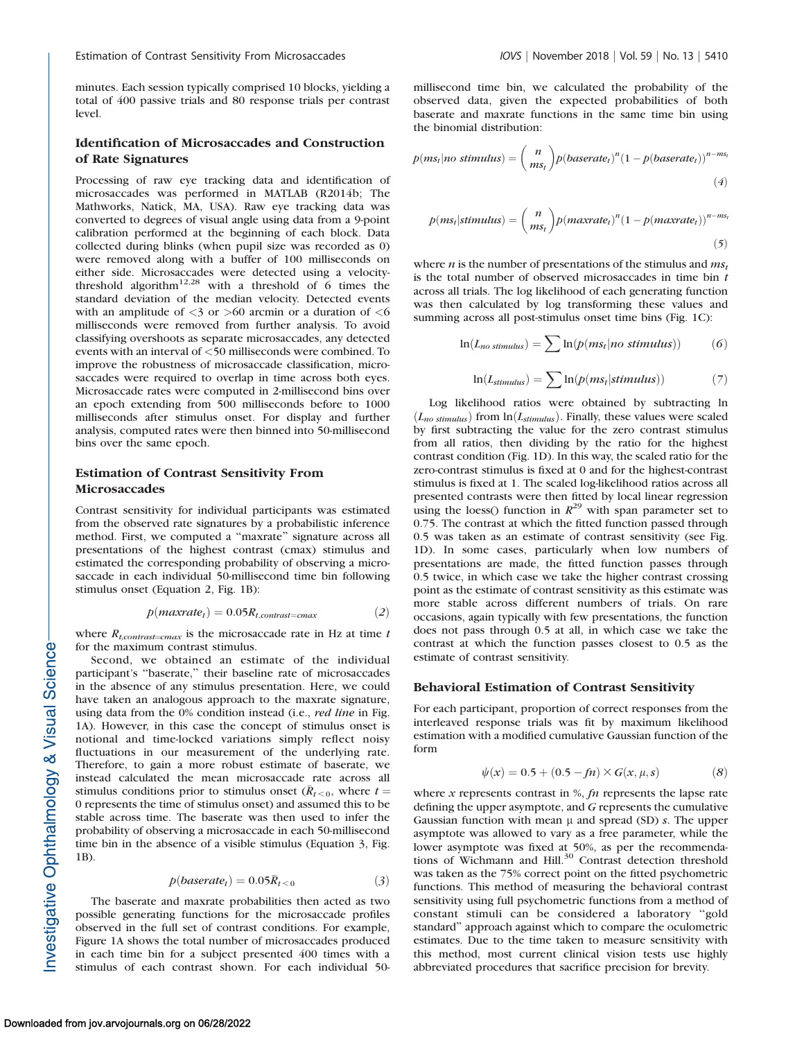minutes. Each session typically comprised 10 blocks, yielding a total of 400 passive trials and 80 response trials per contrast level.

### Identification of Microsaccades and Construction of Rate Signatures

Processing of raw eye tracking data and identification of microsaccades was performed in MATLAB (R2014b; The Mathworks, Natick, MA, USA). Raw eye tracking data was converted to degrees of visual angle using data from a 9-point calibration performed at the beginning of each block. Data collected during blinks (when pupil size was recorded as 0) were removed along with a buffer of 100 milliseconds on either side. Microsaccades were detected using a velocity-threshold algorithm[12,28] with a threshold of 6 times the standard deviation of the median velocity. Detected events with an amplitude of <3 or >60 arcmin or a duration of <6 milliseconds were removed from further analysis. To avoid classifying overshoots as separate microsaccades, any detected events with an interval of <50 milliseconds were combined. To improve the robustness of microsaccade classification, microsaccades were required to overlap in time across both eyes. Microsaccade rates were computed in 2-millisecond bins over an epoch extending from 500 milliseconds before to 1000 milliseconds after stimulus onset. For display and further analysis, computed rates were then binned into 50-millisecond bins over the same epoch.

### Estimation of Contrast Sensitivity From Microsaccades

Contrast sensitivity for individual participants was estimated from the observed rate signatures by a probabilistic inference method. First, we computed a "maxrate" signature across all presentations of the highest contrast (cmax) stimulus and estimated the corresponding probability of observing a microsaccade in each individual 50-millisecond time bin following stimulus onset (Equation 2, Fig. 1B):

$$p(maxrate_t) = 0.05R_{t,contrast=cmax} \tag{2}$$

where $R_{t,contrast=cmax}$ is the microsaccade rate in Hz at time $t$ for the maximum contrast stimulus.

Second, we obtained an estimate of the individual participant's "baserate," their baseline rate of microsaccades in the absence of any stimulus presentation. Here, we could have taken an analogous approach to the maxrate signature, using data from the 0% condition instead (i.e., *red line* in Fig. 1A). However, in this case the concept of stimulus onset is notional and time-locked variations simply reflect noisy fluctuations in our measurement of the underlying rate. Therefore, to gain a more robust estimate of baserate, we instead calculated the mean microsaccade rate across all stimulus conditions prior to stimulus onset ($\bar{R}_{t<0}$, where $t = 0$ represents the time of stimulus onset) and assumed this to be stable across time. The baserate was then used to infer the probability of observing a microsaccade in each 50-millisecond time bin in the absence of a visible stimulus (Equation 3, Fig. 1B).

$$p(baserate_t) = 0.05\bar{R}_{t<0} \tag{3}$$

The baserate and maxrate probabilities then acted as two possible generating functions for the microsaccade profiles observed in the full set of contrast conditions. For example, Figure 1A shows the total number of microsaccades produced in each time bin for a subject presented 400 times with a stimulus of each contrast shown. For each individual 50-millisecond time bin, we calculated the probability of the observed data, given the expected probabilities of both baserate and maxrate functions in the same time bin using the binomial distribution:

$$p(ms_t|no\ stimulus) = \binom{n}{ms_t} p(baserate_t)^n (1 - p(baserate_t))^{n-ms_t} \tag{4}$$

$$p(ms_t|stimulus) = \binom{n}{ms_t} p(maxrate_t)^n (1 - p(maxrate_t))^{n-ms_t} \tag{5}$$

where $n$ is the number of presentations of the stimulus and $ms_t$ is the total number of observed microsaccades in time bin $t$ across all trials. The log likelihood of each generating function was then calculated by log transforming these values and summing across all post-stimulus onset time bins (Fig. 1C):

$$\ln(L_{no\ stimulus}) = \sum \ln(p(ms_t|no\ stimulus)) \tag{6}$$

$$\ln(L_{stimulus}) = \sum \ln(p(ms_t|stimulus)) \tag{7}$$

Log likelihood ratios were obtained by subtracting ln ($L_{no\ stimulus}$) from ln($L_{stimulus}$). Finally, these values were scaled by first subtracting the value for the zero contrast stimulus from all ratios, then dividing by the ratio for the highest contrast condition (Fig. 1D). In this way, the scaled ratio for the zero-contrast stimulus is fixed at 0 and for the highest-contrast stimulus is fixed at 1. The scaled log-likelihood ratios across all presented contrasts were then fitted by local linear regression using the loess() function in $R$[29] with span parameter set to 0.75. The contrast at which the fitted function passed through 0.5 was taken as an estimate of contrast sensitivity (see Fig. 1D). In some cases, particularly when low numbers of presentations are made, the fitted function passes through 0.5 twice, in which case we take the higher contrast crossing point as the estimate of contrast sensitivity as this estimate was more stable across different numbers of trials. On rare occasions, again typically with few presentations, the function does not pass through 0.5 at all, in which case we take the contrast at which the function passes closest to 0.5 as the estimate of contrast sensitivity.

### Behavioral Estimation of Contrast Sensitivity

For each participant, proportion of correct responses from the interleaved response trials was fit by maximum likelihood estimation with a modified cumulative Gaussian function of the form

$$\psi(x) = 0.5 + (0.5 - fn) \times G(x, \mu, s) \tag{8}$$

where $x$ represents contrast in %, $fn$ represents the lapse rate defining the upper asymptote, and $G$ represents the cumulative Gaussian function with mean $\mu$ and spread (SD) $s$. The upper asymptote was allowed to vary as a free parameter, while the lower asymptote was fixed at 50%, as per the recommendations of Wichmann and Hill.[30] Contrast detection threshold was taken as the 75% correct point on the fitted psychometric functions. This method of measuring the behavioral contrast sensitivity using full psychometric functions from a method of constant stimuli can be considered a laboratory "gold standard" approach against which to compare the oculometric estimates. Due to the time taken to measure sensitivity with this method, most current clinical vision tests use highly abbreviated procedures that sacrifice precision for brevity.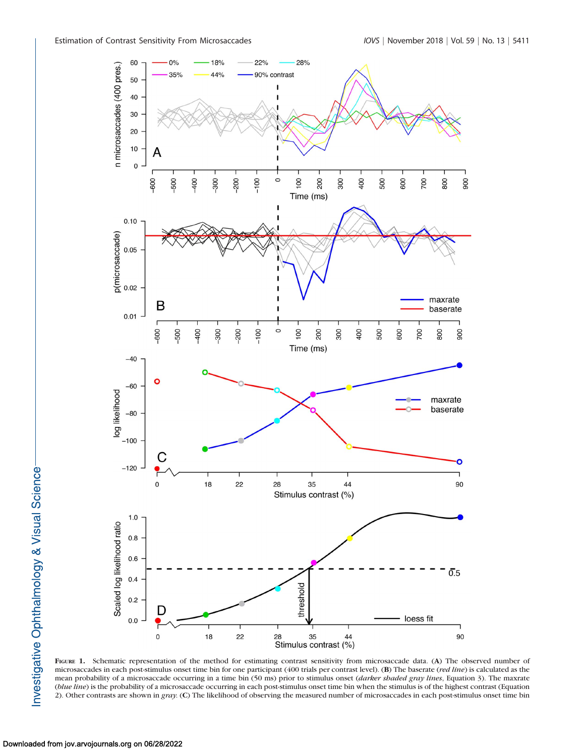**Figure 1.** Schematic representation of the method for estimating contrast sensitivity from microsaccade data. (**A**) The observed number of microsaccades in each post-stimulus onset time bin for one participant (400 trials per contrast level). (**B**) The baserate (*red line*) is calculated as the mean probability of a microsaccade occurring in a time bin (50 ms) prior to stimulus onset (*darker shaded gray lines*, Equation 3). The maxrate (*blue line*) is the probability of a microsaccade occurring in each post-stimulus onset time bin when the stimulus is of the highest contrast (Equation 2). Other contrasts are shown in *gray*. (**C**) The likelihood of observing the measured number of microsaccades in each post-stimulus onset time bin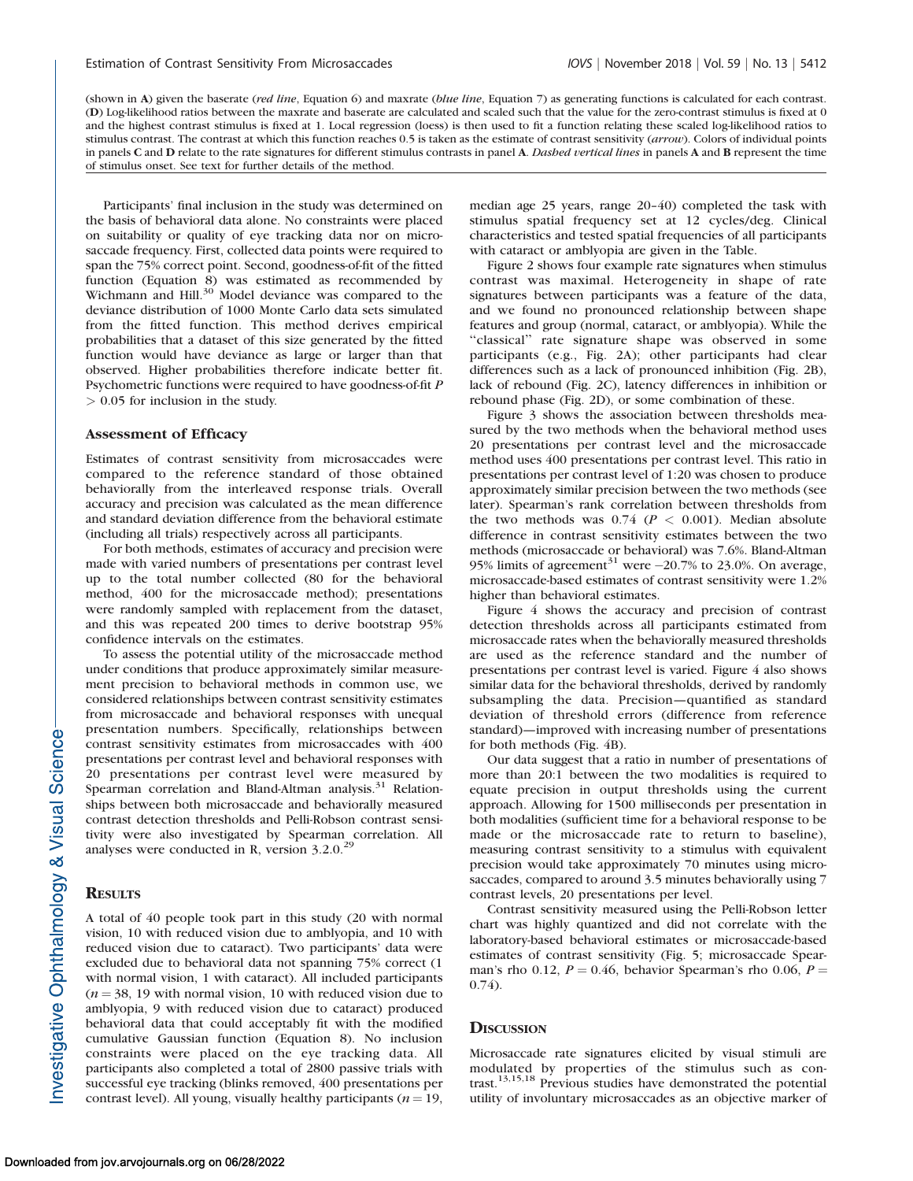(shown in **A**) given the baserate (*red line*, Equation 6) and maxrate (*blue line*, Equation 7) as generating functions is calculated for each contrast. (**D**) Log-likelihood ratios between the maxrate and baserate are calculated and scaled such that the value for the zero-contrast stimulus is fixed at 0 and the highest contrast stimulus is fixed at 1. Local regression (loess) is then used to fit a function relating these scaled log-likelihood ratios to stimulus contrast. The contrast at which this function reaches 0.5 is taken as the estimate of contrast sensitivity (*arrow*). Colors of individual points in panels **C** and **D** relate to the rate signatures for different stimulus contrasts in panel **A**. *Dashed vertical lines* in panels **A** and **B** represent the time of stimulus onset. See text for further details of the method.

Participants' final inclusion in the study was determined on the basis of behavioral data alone. No constraints were placed on suitability or quality of eye tracking data nor on microsaccade frequency. First, collected data points were required to span the 75% correct point. Second, goodness-of-fit of the fitted function (Equation 8) was estimated as recommended by Wichmann and Hill.[30] Model deviance was compared to the deviance distribution of 1000 Monte Carlo data sets simulated from the fitted function. This method derives empirical probabilities that a dataset of this size generated by the fitted function would have deviance as large or larger than that observed. Higher probabilities therefore indicate better fit. Psychometric functions were required to have goodness-of-fit $P > 0.05$ for inclusion in the study.

### Assessment of Efficacy

Estimates of contrast sensitivity from microsaccades were compared to the reference standard of those obtained behaviorally from the interleaved response trials. Overall accuracy and precision was calculated as the mean difference and standard deviation difference from the behavioral estimate (including all trials) respectively across all participants.

For both methods, estimates of accuracy and precision were made with varied numbers of presentations per contrast level up to the total number collected (80 for the behavioral method, 400 for the microsaccade method); presentations were randomly sampled with replacement from the dataset, and this was repeated 200 times to derive bootstrap 95% confidence intervals on the estimates.

To assess the potential utility of the microsaccade method under conditions that produce approximately similar measurement precision to behavioral methods in common use, we considered relationships between contrast sensitivity estimates from microsaccade and behavioral responses with unequal presentation numbers. Specifically, relationships between contrast sensitivity estimates from microsaccades with 400 presentations per contrast level and behavioral responses with 20 presentations per contrast level were measured by Spearman correlation and Bland-Altman analysis.[31] Relationships between both microsaccade and behaviorally measured contrast detection thresholds and Pelli-Robson contrast sensitivity were also investigated by Spearman correlation. All analyses were conducted in R, version 3.2.0.[29]

## Results

A total of 40 people took part in this study (20 with normal vision, 10 with reduced vision due to amblyopia, and 10 with reduced vision due to cataract). Two participants' data were excluded due to behavioral data not spanning 75% correct (1 with normal vision, 1 with cataract). All included participants ($n = 38$, 19 with normal vision, 10 with reduced vision due to amblyopia, 9 with reduced vision due to cataract) produced behavioral data that could acceptably fit with the modified cumulative Gaussian function (Equation 8). No inclusion constraints were placed on the eye tracking data. All participants also completed a total of 2800 passive trials with successful eye tracking (blinks removed, 400 presentations per contrast level). All young, visually healthy participants ($n = 19$, median age 25 years, range 20–40) completed the task with stimulus spatial frequency set at 12 cycles/deg. Clinical characteristics and tested spatial frequencies of all participants with cataract or amblyopia are given in the Table.

Figure 2 shows four example rate signatures when stimulus contrast was maximal. Heterogeneity in shape of rate signatures between participants was a feature of the data, and we found no pronounced relationship between shape features and group (normal, cataract, or amblyopia). While the "classical" rate signature shape was observed in some participants (e.g., Fig. 2A); other participants had clear differences such as a lack of pronounced inhibition (Fig. 2B), lack of rebound (Fig. 2C), latency differences in inhibition or rebound phase (Fig. 2D), or some combination of these.

Figure 3 shows the association between thresholds measured by the two methods when the behavioral method uses 20 presentations per contrast level and the microsaccade method uses 400 presentations per contrast level. This ratio in presentations per contrast level of 1:20 was chosen to produce approximately similar precision between the two methods (see later). Spearman's rank correlation between thresholds from the two methods was 0.74 ($P < 0.001$). Median absolute difference in contrast sensitivity estimates between the two methods (microsaccade or behavioral) was 7.6%. Bland-Altman 95% limits of agreement[31] were −20.7% to 23.0%. On average, microsaccade-based estimates of contrast sensitivity were 1.2% higher than behavioral estimates.

Figure 4 shows the accuracy and precision of contrast detection thresholds across all participants estimated from microsaccade rates when the behaviorally measured thresholds are used as the reference standard and the number of presentations per contrast level is varied. Figure 4 also shows similar data for the behavioral thresholds, derived by randomly subsampling the data. Precision—quantified as standard deviation of threshold errors (difference from reference standard)—improved with increasing number of presentations for both methods (Fig. 4B).

Our data suggest that a ratio in number of presentations of more than 20:1 between the two modalities is required to equate precision in output thresholds using the current approach. Allowing for 1500 milliseconds per presentation in both modalities (sufficient time for a behavioral response to be made or the microsaccade rate to return to baseline), measuring contrast sensitivity to a stimulus with equivalent precision would take approximately 70 minutes using microsaccades, compared to around 3.5 minutes behaviorally using 7 contrast levels, 20 presentations per level.

Contrast sensitivity measured using the Pelli-Robson letter chart was highly quantized and did not correlate with the laboratory-based behavioral estimates or microsaccade-based estimates of contrast sensitivity (Fig. 5; microsaccade Spearman's rho 0.12, $P = 0.46$, behavior Spearman's rho 0.06, $P = 0.74$).

## Discussion

Microsaccade rate signatures elicited by visual stimuli are modulated by properties of the stimulus such as contrast.[13,15,18] Previous studies have demonstrated the potential utility of involuntary microsaccades as an objective marker of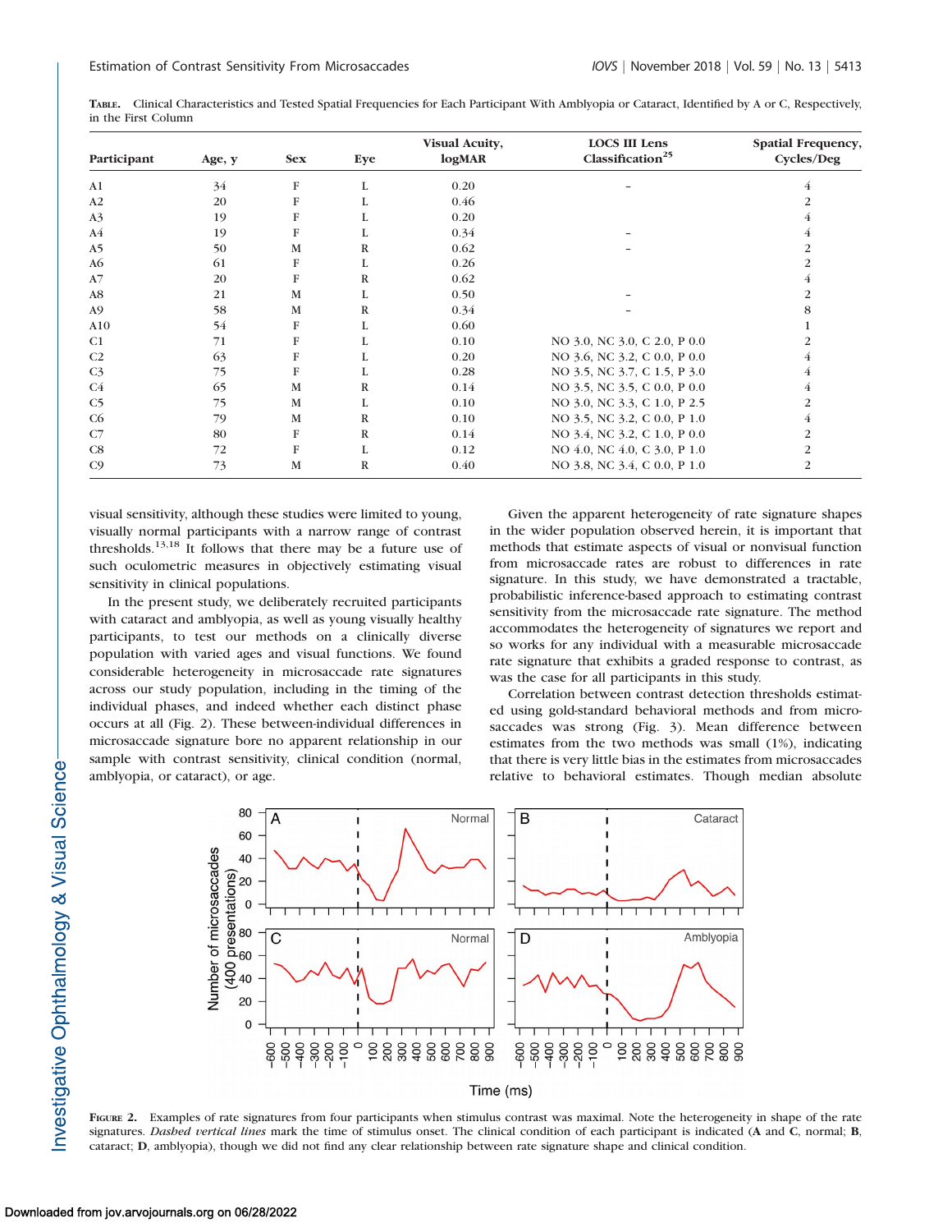**Table.** Clinical Characteristics and Tested Spatial Frequencies for Each Participant With Amblyopia or Cataract, Identified by A or C, Respectively, in the First Column

| Participant | Age, y | Sex | Eye | Visual Acuity, logMAR | LOCS III Lens Classification[25] | Spatial Frequency, Cycles/Deg |
|---|---|---|---|---|---|---|
| A1 | 34 | F | L | 0.20 | – | 4 |
| A2 | 20 | F | L | 0.46 | | 2 |
| A3 | 19 | F | L | 0.20 | | 4 |
| A4 | 19 | F | L | 0.34 | – | 4 |
| A5 | 50 | M | R | 0.62 | – | 2 |
| A6 | 61 | F | L | 0.26 | | 2 |
| A7 | 20 | F | R | 0.62 | | 4 |
| A8 | 21 | M | L | 0.50 | – | 2 |
| A9 | 58 | M | R | 0.34 | – | 8 |
| A10 | 54 | F | L | 0.60 | | 1 |
| C1 | 71 | F | L | 0.10 | NO 3.0, NC 3.0, C 2.0, P 0.0 | 2 |
| C2 | 63 | F | L | 0.20 | NO 3.6, NC 3.2, C 0.0, P 0.0 | 4 |
| C3 | 75 | F | L | 0.28 | NO 3.5, NC 3.7, C 1.5, P 3.0 | 4 |
| C4 | 65 | M | R | 0.14 | NO 3.5, NC 3.5, C 0.0, P 0.0 | 4 |
| C5 | 75 | M | L | 0.10 | NO 3.0, NC 3.3, C 1.0, P 2.5 | 2 |
| C6 | 79 | M | R | 0.10 | NO 3.5, NC 3.2, C 0.0, P 1.0 | 4 |
| C7 | 80 | F | R | 0.14 | NO 3.4, NC 3.2, C 1.0, P 0.0 | 2 |
| C8 | 72 | F | L | 0.12 | NO 4.0, NC 4.0, C 3.0, P 1.0 | 2 |
| C9 | 73 | M | R | 0.40 | NO 3.8, NC 3.4, C 0.0, P 1.0 | 2 |

visual sensitivity, although these studies were limited to young, visually normal participants with a narrow range of contrast thresholds.[13,18] It follows that there may be a future use of such oculometric measures in objectively estimating visual sensitivity in clinical populations.

In the present study, we deliberately recruited participants with cataract and amblyopia, as well as young visually healthy participants, to test our methods on a clinically diverse population with varied ages and visual functions. We found considerable heterogeneity in microsaccade rate signatures across our study population, including in the timing of the individual phases, and indeed whether each distinct phase occurs at all (Fig. 2). These between-individual differences in microsaccade signature bore no apparent relationship in our sample with contrast sensitivity, clinical condition (normal, amblyopia, or cataract), or age.

Given the apparent heterogeneity of rate signature shapes in the wider population observed herein, it is important that methods that estimate aspects of visual or nonvisual function from microsaccade rates are robust to differences in rate signature. In this study, we have demonstrated a tractable, probabilistic inference-based approach to estimating contrast sensitivity from the microsaccade rate signature. The method accommodates the heterogeneity of signatures we report and so works for any individual with a measurable microsaccade rate signature that exhibits a graded response to contrast, as was the case for all participants in this study.

Correlation between contrast detection thresholds estimated using gold-standard behavioral methods and from microsaccades was strong (Fig. 3). Mean difference between estimates from the two methods was small (1%), indicating that there is very little bias in the estimates from microsaccades relative to behavioral estimates. Though median absolute

**Figure 2.** Examples of rate signatures from four participants when stimulus contrast was maximal. Note the heterogeneity in shape of the rate signatures. *Dashed vertical lines* mark the time of stimulus onset. The clinical condition of each participant is indicated (**A** and **C**, normal; **B**, cataract; **D**, amblyopia), though we did not find any clear relationship between rate signature shape and clinical condition.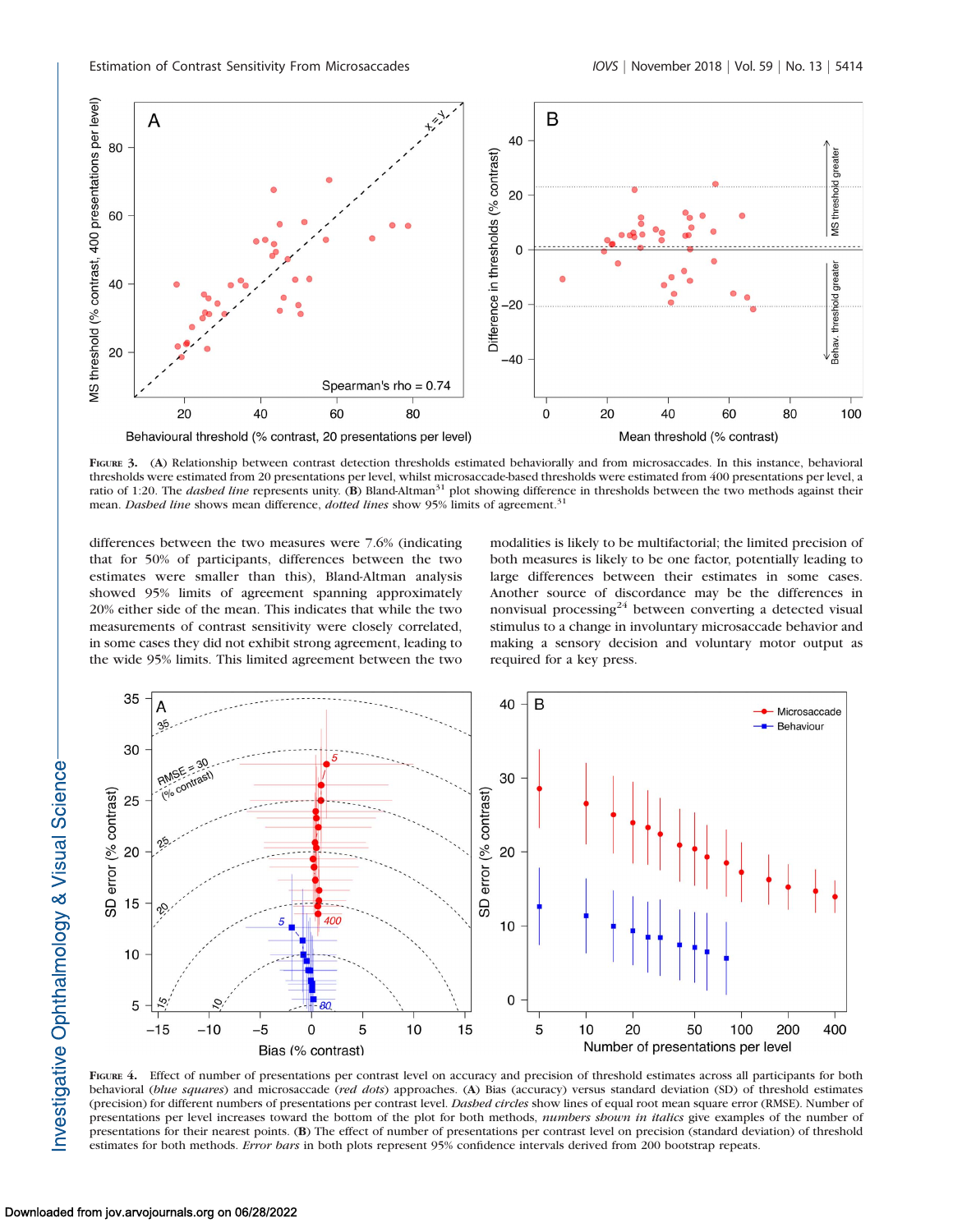**Figure 3.** (A) Relationship between contrast detection thresholds estimated behaviorally and from microsaccades. In this instance, behavioral thresholds were estimated from 20 presentations per level, whilst microsaccade-based thresholds were estimated from 400 presentations per level, a ratio of 1:20. The *dashed line* represents unity. (B) Bland-Altman[31] plot showing difference in thresholds between the two methods against their mean. *Dashed line* shows mean difference, *dotted lines* show 95% limits of agreement.[31]

differences between the two measures were 7.6% (indicating that for 50% of participants, differences between the two estimates were smaller than this), Bland-Altman analysis showed 95% limits of agreement spanning approximately 20% either side of the mean. This indicates that while the two measurements of contrast sensitivity were closely correlated, in some cases they did not exhibit strong agreement, leading to the wide 95% limits. This limited agreement between the two modalities is likely to be multifactorial; the limited precision of both measures is likely to be one factor, potentially leading to large differences between their estimates in some cases. Another source of discordance may be the differences in nonvisual processing[24] between converting a detected visual stimulus to a change in involuntary microsaccade behavior and making a sensory decision and voluntary motor output as required for a key press.

**Figure 4.** Effect of number of presentations per contrast level on accuracy and precision of threshold estimates across all participants for both behavioral (*blue squares*) and microsaccade (*red dots*) approaches. (A) Bias (accuracy) versus standard deviation (SD) of threshold estimates (precision) for different numbers of presentations per contrast level. *Dashed circles* show lines of equal root mean square error (RMSE). Number of presentations per level increases toward the bottom of the plot for both methods, *numbers shown in italics* give examples of the number of presentations for their nearest points. (B) The effect of number of presentations per contrast level on precision (standard deviation) of threshold estimates for both methods. *Error bars* in both plots represent 95% confidence intervals derived from 200 bootstrap repeats.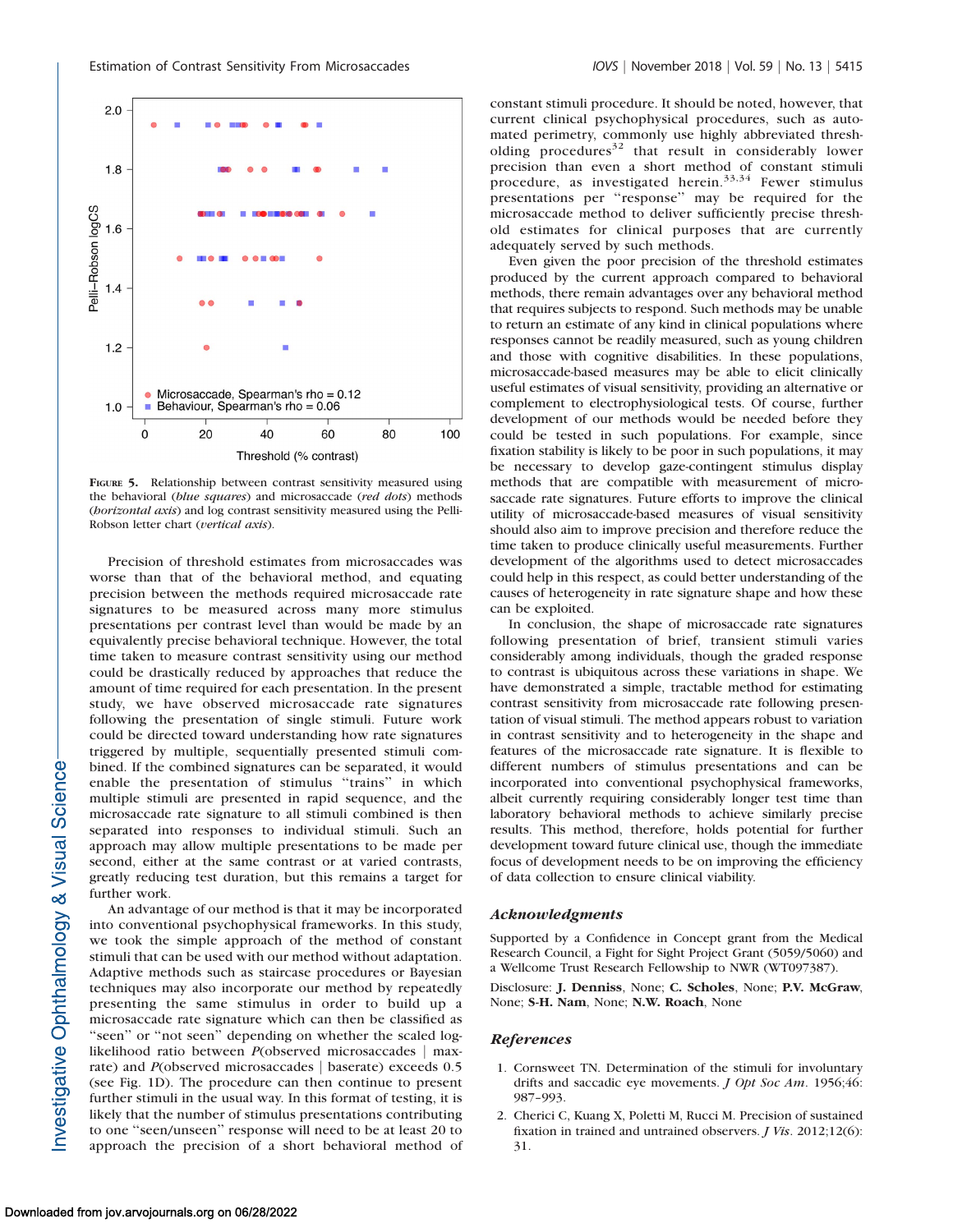2.0

1.8

1.6

1.4

1.2

1.0

Pelli–Robson logCS

Microsaccade, Spearman's rho = 0.12

Behaviour, Spearman's rho = 0.06

0 20 40 60 80 100

Threshold (% contrast)

FIGURE 5. Relationship between contrast sensitivity measured using the behavioral (*blue squares*) and microsaccade (*red dots*) methods (*horizontal axis*) and log contrast sensitivity measured using the Pelli-Robson letter chart (*vertical axis*).

Precision of threshold estimates from microsaccades was worse than that of the behavioral method, and equating precision between the methods required microsaccade rate signatures to be measured across many more stimulus presentations per contrast level than would be made by an equivalently precise behavioral technique. However, the total time taken to measure contrast sensitivity using our method could be drastically reduced by approaches that reduce the amount of time required for each presentation. In the present study, we have observed microsaccade rate signatures following the presentation of single stimuli. Future work could be directed toward understanding how rate signatures triggered by multiple, sequentially presented stimuli combined. If the combined signatures can be separated, it would enable the presentation of stimulus "trains" in which multiple stimuli are presented in rapid sequence, and the microsaccade rate signature to all stimuli combined is then separated into responses to individual stimuli. Such an approach may allow multiple presentations to be made per second, either at the same contrast or at varied contrasts, greatly reducing test duration, but this remains a target for further work.

An advantage of our method is that it may be incorporated into conventional psychophysical frameworks. In this study, we took the simple approach of the method of constant stimuli that can be used with our method without adaptation. Adaptive methods such as staircase procedures or Bayesian techniques may also incorporate our method by repeatedly presenting the same stimulus in order to build up a microsaccade rate signature which can then be classified as "seen" or "not seen" depending on whether the scaled log-likelihood ratio between *P*(observed microsaccades | max-rate) and *P*(observed microsaccades | baserate) exceeds 0.5 (see Fig. 1D). The procedure can then continue to present further stimuli in the usual way. In this format of testing, it is likely that the number of stimulus presentations contributing to one "seen/unseen" response will need to be at least 20 to approach the precision of a short behavioral method of constant stimuli procedure. It should be noted, however, that current clinical psychophysical procedures, such as automated perimetry, commonly use highly abbreviated thresholding procedures[32] that result in considerably lower precision than even a short method of constant stimuli procedure, as investigated herein.[33,34] Fewer stimulus presentations per "response" may be required for the microsaccade method to deliver sufficiently precise threshold estimates for clinical purposes that are currently adequately served by such methods.

Even given the poor precision of the threshold estimates produced by the current approach compared to behavioral methods, there remain advantages over any behavioral method that requires subjects to respond. Such methods may be unable to return an estimate of any kind in clinical populations where responses cannot be readily measured, such as young children and those with cognitive disabilities. In these populations, microsaccade-based measures may be able to elicit clinically useful estimates of visual sensitivity, providing an alternative or complement to electrophysiological tests. Of course, further development of our methods would be needed before they could be tested in such populations. For example, since fixation stability is likely to be poor in such populations, it may be necessary to develop gaze-contingent stimulus display methods that are compatible with measurement of microsaccade rate signatures. Future efforts to improve the clinical utility of microsaccade-based measures of visual sensitivity should also aim to improve precision and therefore reduce the time taken to produce clinically useful measurements. Further development of the algorithms used to detect microsaccades could help in this respect, as could better understanding of the causes of heterogeneity in rate signature shape and how these can be exploited.

In conclusion, the shape of microsaccade rate signatures following presentation of brief, transient stimuli varies considerably among individuals, though the graded response to contrast is ubiquitous across these variations in shape. We have demonstrated a simple, tractable method for estimating contrast sensitivity from microsaccade rate following presentation of visual stimuli. The method appears robust to variation in contrast sensitivity and to heterogeneity in the shape and features of the microsaccade rate signature. It is flexible to different numbers of stimulus presentations and can be incorporated into conventional psychophysical frameworks, albeit currently requiring considerably longer test time than laboratory behavioral methods to achieve similarly precise results. This method, therefore, holds potential for further development toward future clinical use, though the immediate focus of development needs to be on improving the efficiency of data collection to ensure clinical viability.

## Acknowledgments

Supported by a Confidence in Concept grant from the Medical Research Council, a Fight for Sight Project Grant (5059/5060) and a Wellcome Trust Research Fellowship to NWR (WT097387).

Disclosure: **J. Denniss**, None; **C. Scholes**, None; **P.V. McGraw**, None; **S-H. Nam**, None; **N.W. Roach**, None

## References

1. Cornsweet TN. Determination of the stimuli for involuntary drifts and saccadic eye movements. *J Opt Soc Am*. 1956;46: 987–993.
2. Cherici C, Kuang X, Poletti M, Rucci M. Precision of sustained fixation in trained and untrained observers. *J Vis*. 2012;12(6): 31.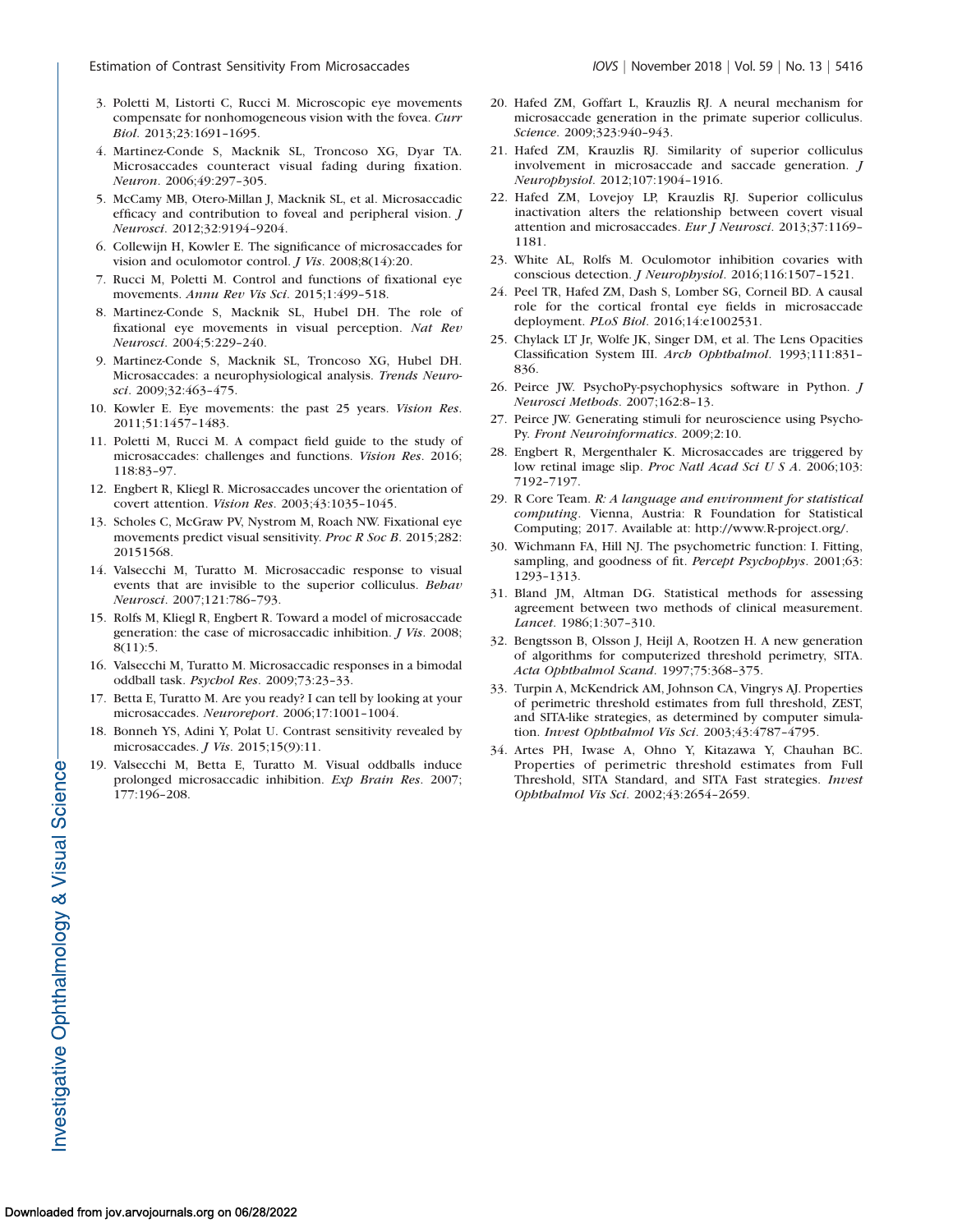3. Poletti M, Listorti C, Rucci M. Microscopic eye movements compensate for nonhomogeneous vision with the fovea. *Curr Biol*. 2013;23:1691–1695.
4. Martinez-Conde S, Macknik SL, Troncoso XG, Dyar TA. Microsaccades counteract visual fading during fixation. *Neuron*. 2006;49:297–305.
5. McCamy MB, Otero-Millan J, Macknik SL, et al. Microsaccadic efficacy and contribution to foveal and peripheral vision. *J Neurosci*. 2012;32:9194–9204.
6. Collewijn H, Kowler E. The significance of microsaccades for vision and oculomotor control. *J Vis*. 2008;8(14):20.
7. Rucci M, Poletti M. Control and functions of fixational eye movements. *Annu Rev Vis Sci*. 2015;1:499–518.
8. Martinez-Conde S, Macknik SL, Hubel DH. The role of fixational eye movements in visual perception. *Nat Rev Neurosci*. 2004;5:229–240.
9. Martinez-Conde S, Macknik SL, Troncoso XG, Hubel DH. Microsaccades: a neurophysiological analysis. *Trends Neurosci*. 2009;32:463–475.
10. Kowler E. Eye movements: the past 25 years. *Vision Res*. 2011;51:1457–1483.
11. Poletti M, Rucci M. A compact field guide to the study of microsaccades: challenges and functions. *Vision Res*. 2016; 118:83–97.
12. Engbert R, Kliegl R. Microsaccades uncover the orientation of covert attention. *Vision Res*. 2003;43:1035–1045.
13. Scholes C, McGraw PV, Nystrom M, Roach NW. Fixational eye movements predict visual sensitivity. *Proc R Soc B*. 2015;282: 20151568.
14. Valsecchi M, Turatto M. Microsaccadic response to visual events that are invisible to the superior colliculus. *Behav Neurosci*. 2007;121:786–793.
15. Rolfs M, Kliegl R, Engbert R. Toward a model of microsaccade generation: the case of microsaccadic inhibition. *J Vis*. 2008; 8(11):5.
16. Valsecchi M, Turatto M. Microsaccadic responses in a bimodal oddball task. *Psychol Res*. 2009;73:23–33.
17. Betta E, Turatto M. Are you ready? I can tell by looking at your microsaccades. *Neuroreport*. 2006;17:1001–1004.
18. Bonneh YS, Adini Y, Polat U. Contrast sensitivity revealed by microsaccades. *J Vis*. 2015;15(9):11.
19. Valsecchi M, Betta E, Turatto M. Visual oddballs induce prolonged microsaccadic inhibition. *Exp Brain Res*. 2007; 177:196–208.
20. Hafed ZM, Goffart L, Krauzlis RJ. A neural mechanism for microsaccade generation in the primate superior colliculus. *Science*. 2009;323:940–943.
21. Hafed ZM, Krauzlis RJ. Similarity of superior colliculus involvement in microsaccade and saccade generation. *J Neurophysiol*. 2012;107:1904–1916.
22. Hafed ZM, Lovejoy LP, Krauzlis RJ. Superior colliculus inactivation alters the relationship between covert visual attention and microsaccades. *Eur J Neurosci*. 2013;37:1169–1181.
23. White AL, Rolfs M. Oculomotor inhibition covaries with conscious detection. *J Neurophysiol*. 2016;116:1507–1521.
24. Peel TR, Hafed ZM, Dash S, Lomber SG, Corneil BD. A causal role for the cortical frontal eye fields in microsaccade deployment. *PLoS Biol*. 2016;14:e1002531.
25. Chylack LT Jr, Wolfe JK, Singer DM, et al. The Lens Opacities Classification System III. *Arch Ophthalmol*. 1993;111:831–836.
26. Peirce JW. PsychoPy-psychophysics software in Python. *J Neurosci Methods*. 2007;162:8–13.
27. Peirce JW. Generating stimuli for neuroscience using PsychoPy. *Front Neuroinformatics*. 2009;2:10.
28. Engbert R, Mergenthaler K. Microsaccades are triggered by low retinal image slip. *Proc Natl Acad Sci U S A*. 2006;103: 7192–7197.
29. R Core Team. *R: A language and environment for statistical computing*. Vienna, Austria: R Foundation for Statistical Computing; 2017. Available at: http://www.R-project.org/.
30. Wichmann FA, Hill NJ. The psychometric function: I. Fitting, sampling, and goodness of fit. *Percept Psychophys*. 2001;63: 1293–1313.
31. Bland JM, Altman DG. Statistical methods for assessing agreement between two methods of clinical measurement. *Lancet*. 1986;1:307–310.
32. Bengtsson B, Olsson J, Heijl A, Rootzen H. A new generation of algorithms for computerized threshold perimetry, SITA. *Acta Ophthalmol Scand*. 1997;75:368–375.
33. Turpin A, McKendrick AM, Johnson CA, Vingrys AJ. Properties of perimetric threshold estimates from full threshold, ZEST, and SITA-like strategies, as determined by computer simulation. *Invest Ophthalmol Vis Sci*. 2003;43:4787–4795.
34. Artes PH, Iwase A, Ohno Y, Kitazawa Y, Chauhan BC. Properties of perimetric threshold estimates from Full Threshold, SITA Standard, and SITA Fast strategies. *Invest Ophthalmol Vis Sci*. 2002;43:2654–2659.